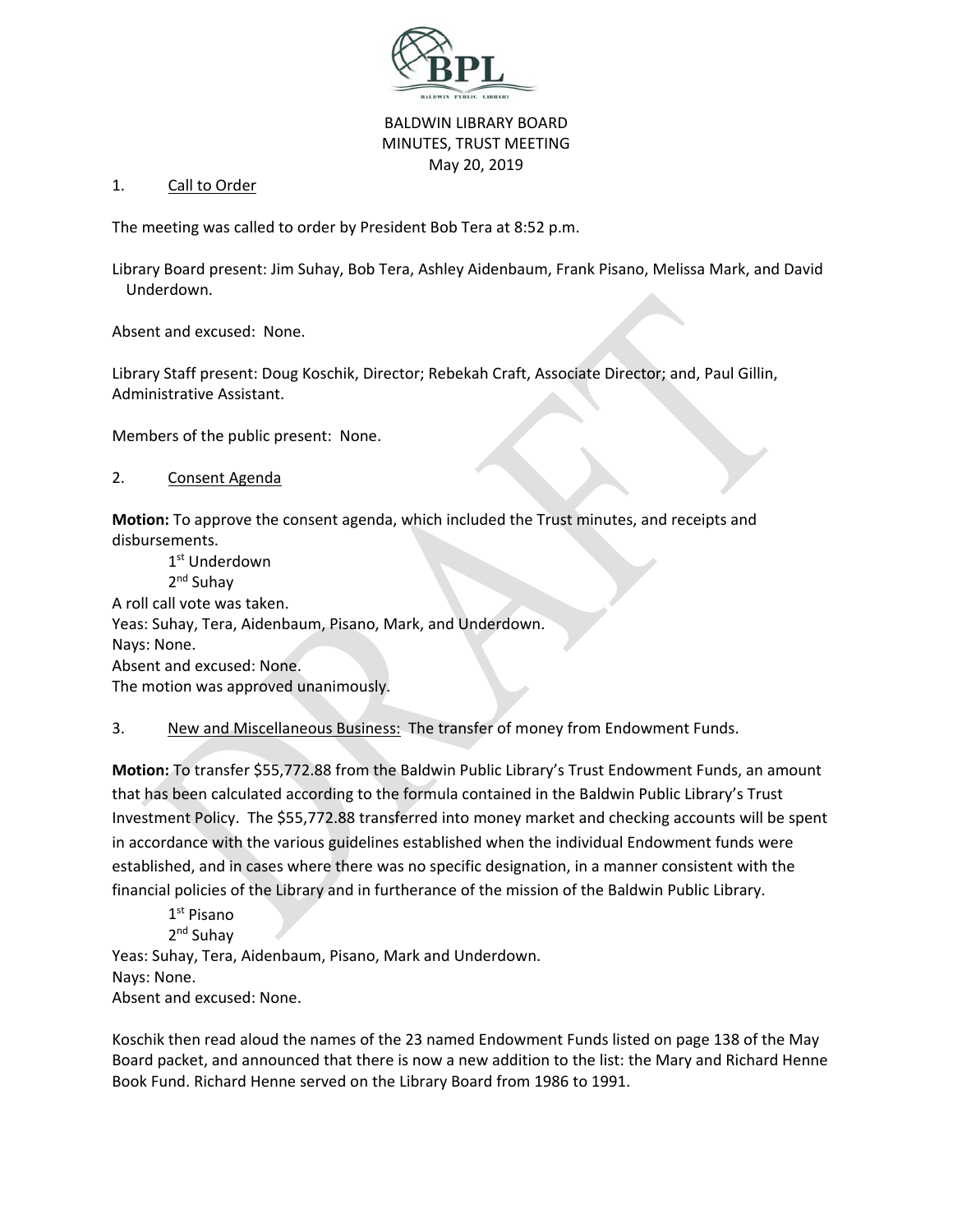BALDWIN LIBRARY BOARD
MINUTES, TRUST MEETING
May 20, 2019

1. Call to Order

The meeting was called to order by President Bob Tera at 8:52 p.m.

Library Board present: Jim Suhay, Bob Tera, Ashley Aidenbaum, Frank Pisano, Melissa Mark, and David Underdown.

Absent and excused: None.

Library Staff present: Doug Koschik, Director; Rebekah Craft, Associate Director; and, Paul Gillin, Administrative Assistant.

Members of the public present: None.

2. Consent Agenda

**Motion:** To approve the consent agenda, which included the Trust minutes, and receipts and disbursements.

1st Underdown
2nd Suhay

A roll call vote was taken.
Yeas: Suhay, Tera, Aidenbaum, Pisano, Mark, and Underdown.
Nays: None.
Absent and excused: None.
The motion was approved unanimously.

3. New and Miscellaneous Business: The transfer of money from Endowment Funds.

**Motion:** To transfer $55,772.88 from the Baldwin Public Library's Trust Endowment Funds, an amount that has been calculated according to the formula contained in the Baldwin Public Library's Trust Investment Policy. The $55,772.88 transferred into money market and checking accounts will be spent in accordance with the various guidelines established when the individual Endowment funds were established, and in cases where there was no specific designation, in a manner consistent with the financial policies of the Library and in furtherance of the mission of the Baldwin Public Library.

1st Pisano
2nd Suhay

Yeas: Suhay, Tera, Aidenbaum, Pisano, Mark and Underdown.
Nays: None.
Absent and excused: None.

Koschik then read aloud the names of the 23 named Endowment Funds listed on page 138 of the May Board packet, and announced that there is now a new addition to the list: the Mary and Richard Henne Book Fund. Richard Henne served on the Library Board from 1986 to 1991.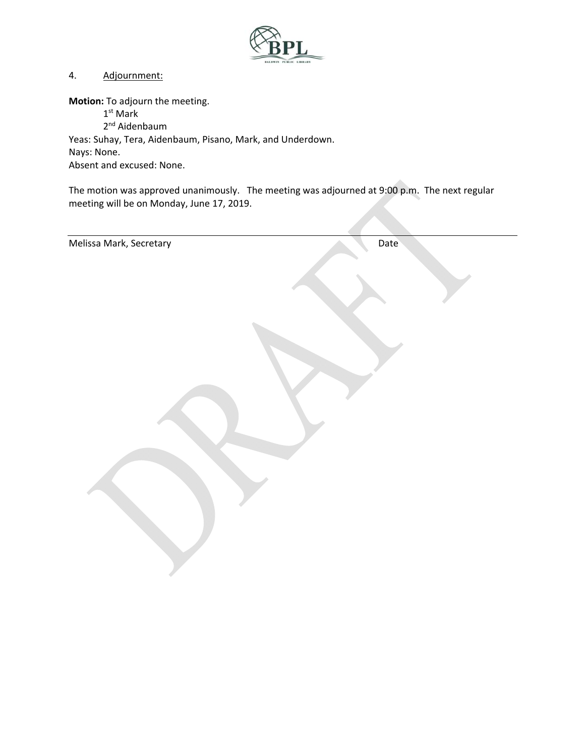4. <u>Adjournment:</u>

**Motion:** To adjourn the meeting.
 1st Mark
 2nd Aidenbaum
Yeas: Suhay, Tera, Aidenbaum, Pisano, Mark, and Underdown.
Nays: None.
Absent and excused: None.

The motion was approved unanimously. The meeting was adjourned at 9:00 p.m. The next regular meeting will be on Monday, June 17, 2019.

---

Melissa Mark, Secretary Date